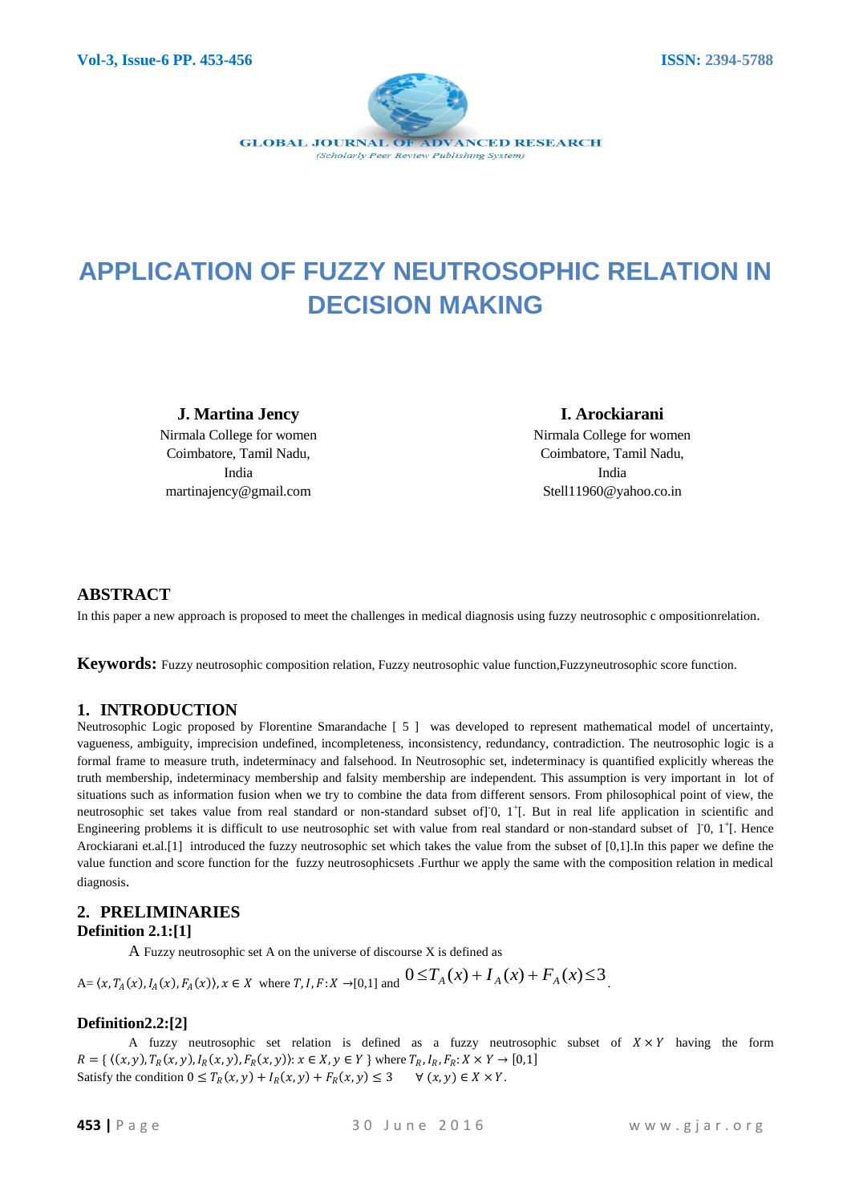# APPLICATION OF FUZZY NEUTROSOPHIC RELATION IN DECISION MAKING

**J. Martina Jency**
Nirmala College for women
Coimbatore, Tamil Nadu,
India
martinajency@gmail.com

**I. Arockiarani**
Nirmala College for women
Coimbatore, Tamil Nadu,
India
Stell11960@yahoo.co.in

## ABSTRACT

In this paper a new approach is proposed to meet the challenges in medical diagnosis using fuzzy neutrosophic c ompositionrelation.

**Keywords:** Fuzzy neutrosophic composition relation, Fuzzy neutrosophic value function,Fuzzyneutrosophic score function.

## 1. INTRODUCTION

Neutrosophic Logic proposed by Florentine Smarandache [ 5 ] was developed to represent mathematical model of uncertainty, vagueness, ambiguity, imprecision undefined, incompleteness, inconsistency, redundancy, contradiction. The neutrosophic logic is a formal frame to measure truth, indeterminacy and falsehood. In Neutrosophic set, indeterminacy is quantified explicitly whereas the truth membership, indeterminacy membership and falsity membership are independent. This assumption is very important in lot of situations such as information fusion when we try to combine the data from different sensors. From philosophical point of view, the neutrosophic set takes value from real standard or non-standard subset of$]^{-}0, 1^{+}[$. But in real life application in scientific and Engineering problems it is difficult to use neutrosophic set with value from real standard or non-standard subset of $]^{-}0, 1^{+}[$. Hence Arockiarani et.al.[1] introduced the fuzzy neutrosophic set which takes the value from the subset of [0,1].In this paper we define the value function and score function for the fuzzy neutrosophicsets .Furthur we apply the same with the composition relation in medical diagnosis.

## 2. PRELIMINARIES

### Definition 2.1:[1]

A Fuzzy neutrosophic set A on the universe of discourse X is defined as

A= $\langle x, T_A(x), I_A(x), F_A(x)\rangle, x \in X$ where $T, I, F: X \rightarrow [0,1]$ and $0 \leq T_A(x) + I_A(x) + F_A(x) \leq 3$.

### Definition2.2:[2]

A fuzzy neutrosophic set relation is defined as a fuzzy neutrosophic subset of $X \times Y$ having the form $R = \{ \langle (x,y), T_R(x,y), I_R(x,y), F_R(x,y)\rangle : x \in X, y \in Y \}$ where $T_R, I_R, F_R: X \times Y \rightarrow [0,1]$

Satisfy the condition $0 \leq T_R(x,y) + I_R(x,y) + F_R(x,y) \leq 3 \quad \forall (x,y) \in X \times Y$.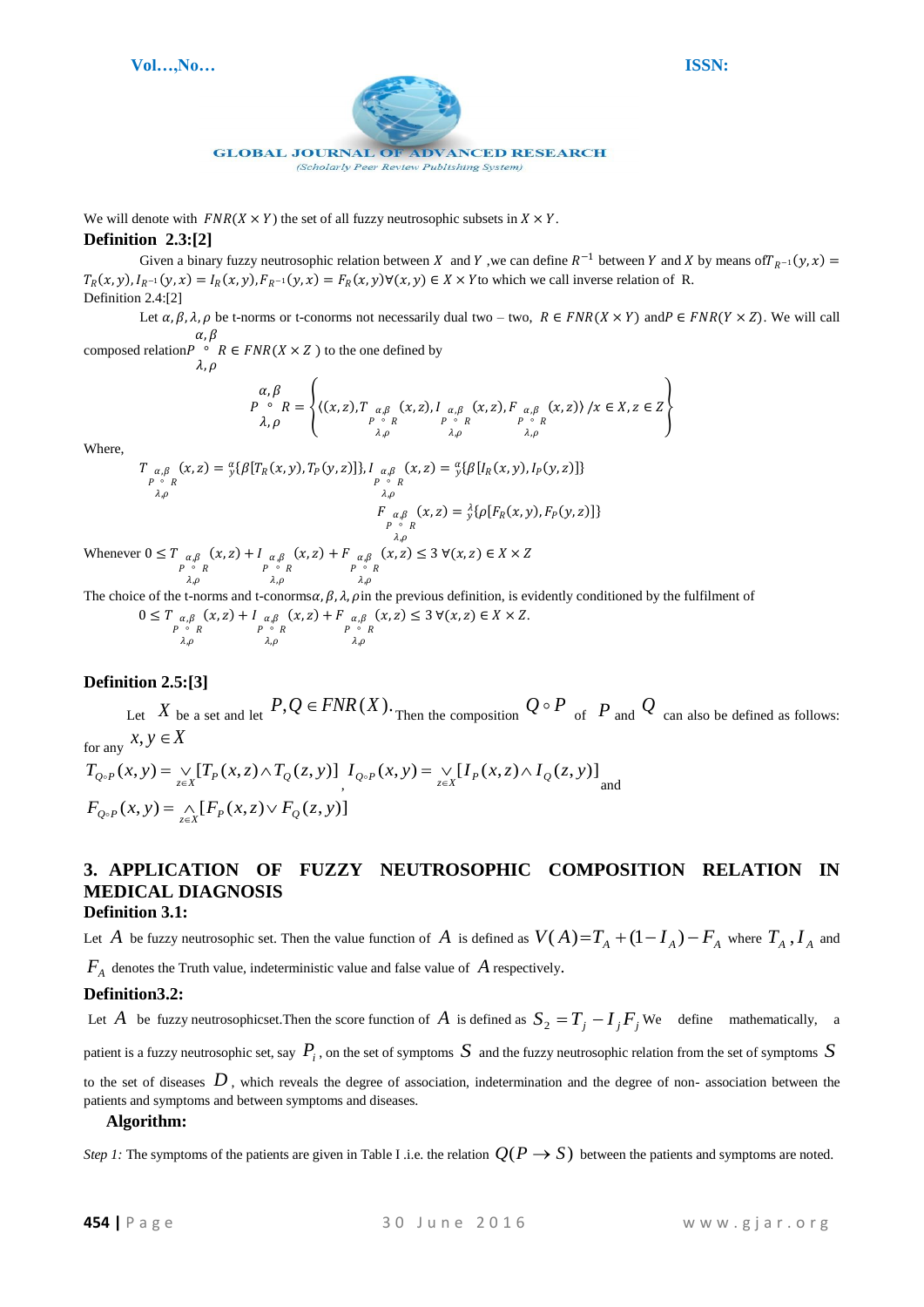We will denote with $FNR(X \times Y)$ the set of all fuzzy neutrosophic subsets in $X \times Y$.

**Definition 2.3:[2]**

Given a binary fuzzy neutrosophic relation between $X$ and $Y$ ,we can define $R^{-1}$ between $Y$ and $X$ by means of $T_{R^{-1}}(y,x) = T_R(x,y), I_{R^{-1}}(y,x) = I_R(x,y), F_{R^{-1}}(y,x) = F_R(x,y) \forall (x,y) \in X \times Y$ to which we call inverse relation of R.

Definition 2.4:[2]

Let $\alpha, \beta, \lambda, \rho$ be t-norms or t-conorms not necessarily dual two – two, $R \in FNR(X \times Y)$ and $P \in FNR(Y \times Z)$. We will call composed relation $P \overset{\alpha,\beta}{\underset{\lambda,\rho}{\circ}} R \in FNR(X \times Z)$ to the one defined by

$$P \overset{\alpha,\beta}{\underset{\lambda,\rho}{\circ}} R = \left\{ \langle (x,z), T_{P \overset{\alpha,\beta}{\underset{\lambda,\rho}{\circ}} R}(x,z), I_{P \overset{\alpha,\beta}{\underset{\lambda,\rho}{\circ}} R}(x,z), F_{P \overset{\alpha,\beta}{\underset{\lambda,\rho}{\circ}} R}(x,z) \rangle / x \in X, z \in Z \right\}$$

Where,

$$T_{P \overset{\alpha,\beta}{\underset{\lambda,\rho}{\circ}} R}(x,z) = \overset{\alpha}{y}\{\beta[T_R(x,y), T_P(y,z)]\}, I_{P \overset{\alpha,\beta}{\underset{\lambda,\rho}{\circ}} R}(x,z) = \overset{\alpha}{y}\{\beta[I_R(x,y), I_P(y,z)]\}$$

$$F_{P \overset{\alpha,\beta}{\underset{\lambda,\rho}{\circ}} R}(x,z) = \overset{\lambda}{y}\{\rho[F_R(x,y), F_P(y,z)]\}$$

Whenever $0 \le T_{P \overset{\alpha,\beta}{\underset{\lambda,\rho}{\circ}} R}(x,z) + I_{P \overset{\alpha,\beta}{\underset{\lambda,\rho}{\circ}} R}(x,z) + F_{P \overset{\alpha,\beta}{\underset{\lambda,\rho}{\circ}} R}(x,z) \le 3 \ \forall (x,z) \in X \times Z$

The choice of the t-norms and t-conorms $\alpha, \beta, \lambda, \rho$ in the previous definition, is evidently conditioned by the fulfilment of

$$0 \le T_{P \overset{\alpha,\beta}{\underset{\lambda,\rho}{\circ}} R}(x,z) + I_{P \overset{\alpha,\beta}{\underset{\lambda,\rho}{\circ}} R}(x,z) + F_{P \overset{\alpha,\beta}{\underset{\lambda,\rho}{\circ}} R}(x,z) \le 3 \ \forall (x,z) \in X \times Z.$$

**Definition 2.5:[3]**

Let $X$ be a set and let $P, Q \in FNR(X)$. Then the composition $Q \circ P$ of $P$ and $Q$ can also be defined as follows: for any $x, y \in X$

$T_{Q \circ P}(x,y) = \underset{z \in X}{\vee}[T_P(x,z) \wedge T_Q(z,y)]$, $I_{Q \circ P}(x,y) = \underset{z \in X}{\vee}[I_P(x,z) \wedge I_Q(z,y)]$ and

$F_{Q \circ P}(x,y) = \underset{z \in X}{\wedge}[F_P(x,z) \vee F_Q(z,y)]$

## 3. APPLICATION OF FUZZY NEUTROSOPHIC COMPOSITION RELATION IN MEDICAL DIAGNOSIS

**Definition 3.1:**

Let $A$ be fuzzy neutrosophic set. Then the value function of $A$ is defined as $V(A) = T_A + (1 - I_A) - F_A$ where $T_A, I_A$ and $F_A$ denotes the Truth value, indeterministic value and false value of $A$ respectively.

**Definition3.2:**

Let $A$ be fuzzy neutrosophicset.Then the score function of $A$ is defined as $S_2 = T_j - I_j F_j$ We define mathematically, a patient is a fuzzy neutrosophic set, say $P_i$, on the set of symptoms $S$ and the fuzzy neutrosophic relation from the set of symptoms $S$ to the set of diseases $D$, which reveals the degree of association, indetermination and the degree of non- association between the patients and symptoms and between symptoms and diseases.

**Algorithm:**

*Step 1:* The symptoms of the patients are given in Table I .i.e. the relation $Q(P \to S)$ between the patients and symptoms are noted.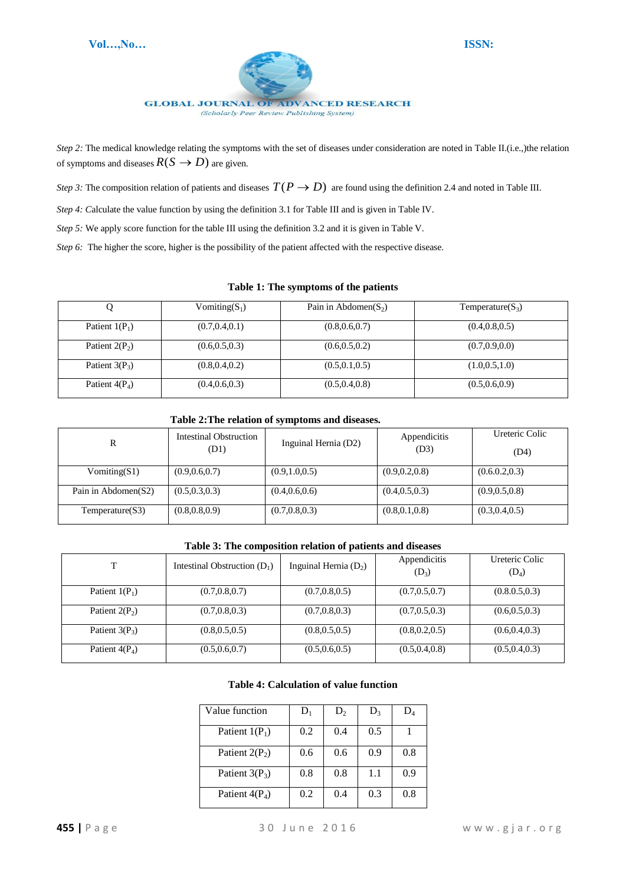*Step 2:* The medical knowledge relating the symptoms with the set of diseases under consideration are noted in Table II.(i.e.,)the relation of symptoms and diseases $R(S \rightarrow D)$ are given.

*Step 3:* The composition relation of patients and diseases $T(P \rightarrow D)$ are found using the definition 2.4 and noted in Table III.

*Step 4:* Calculate the value function by using the definition 3.1 for Table III and is given in Table IV.

*Step 5:* We apply score function for the table III using the definition 3.2 and it is given in Table V.

*Step 6:* The higher the score, higher is the possibility of the patient affected with the respective disease.

**Table 1: The symptoms of the patients**

| Q | Vomiting($S_1$) | Pain in Abdomen($S_2$) | Temperature($S_3$) |
|---|---|---|---|
| Patient 1($P_1$) | (0.7,0.4,0.1) | (0.8,0.6,0.7) | (0.4,0.8,0.5) |
| Patient 2($P_2$) | (0.6,0.5,0.3) | (0.6,0.5,0.2) | (0.7,0.9,0.0) |
| Patient 3($P_3$) | (0.8,0.4,0.2) | (0.5,0.1,0.5) | (1.0,0.5,1.0) |
| Patient 4($P_4$) | (0.4,0.6,0.3) | (0.5,0.4,0.8) | (0.5,0.6,0.9) |

**Table 2:The relation of symptoms and diseases.**

| R | Intestinal Obstruction (D1) | Inguinal Hernia (D2) | Appendicitis (D3) | Ureteric Colic (D4) |
|---|---|---|---|---|
| Vomiting(S1) | (0.9,0.6,0.7) | (0.9,1.0,0.5) | (0.9,0.2,0.8) | (0.6.0.2,0.3) |
| Pain in Abdomen(S2) | (0.5,0.3,0.3) | (0.4,0.6,0.6) | (0.4,0.5,0.3) | (0.9,0.5,0.8) |
| Temperature(S3) | (0.8,0.8,0.9) | (0.7,0.8,0.3) | (0.8,0.1,0.8) | (0.3,0.4,0.5) |

**Table 3: The composition relation of patients and diseases**

| T | Intestinal Obstruction ($D_1$) | Inguinal Hernia ($D_2$) | Appendicitis ($D_3$) | Ureteric Colic ($D_4$) |
|---|---|---|---|---|
| Patient 1($P_1$) | (0.7,0.8,0.7) | (0.7,0.8,0.5) | (0.7,0.5,0.7) | (0.8.0.5,0.3) |
| Patient 2($P_2$) | (0.7,0.8,0.3) | (0.7,0.8,0.3) | (0.7,0.5,0.3) | (0.6,0.5,0.3) |
| Patient 3($P_3$) | (0.8,0.5,0.5) | (0.8,0.5,0.5) | (0.8,0.2,0.5) | (0.6,0.4,0.3) |
| Patient 4($P_4$) | (0.5,0.6,0.7) | (0.5,0.6,0.5) | (0.5,0.4,0.8) | (0.5,0.4,0.3) |

**Table 4: Calculation of value function**

| Value function | $D_1$ | $D_2$ | $D_3$ | $D_4$ |
|---|---|---|---|---|
| Patient 1($P_1$) | 0.2 | 0.4 | 0.5 | 1 |
| Patient 2($P_2$) | 0.6 | 0.6 | 0.9 | 0.8 |
| Patient 3($P_3$) | 0.8 | 0.8 | 1.1 | 0.9 |
| Patient 4($P_4$) | 0.2 | 0.4 | 0.3 | 0.8 |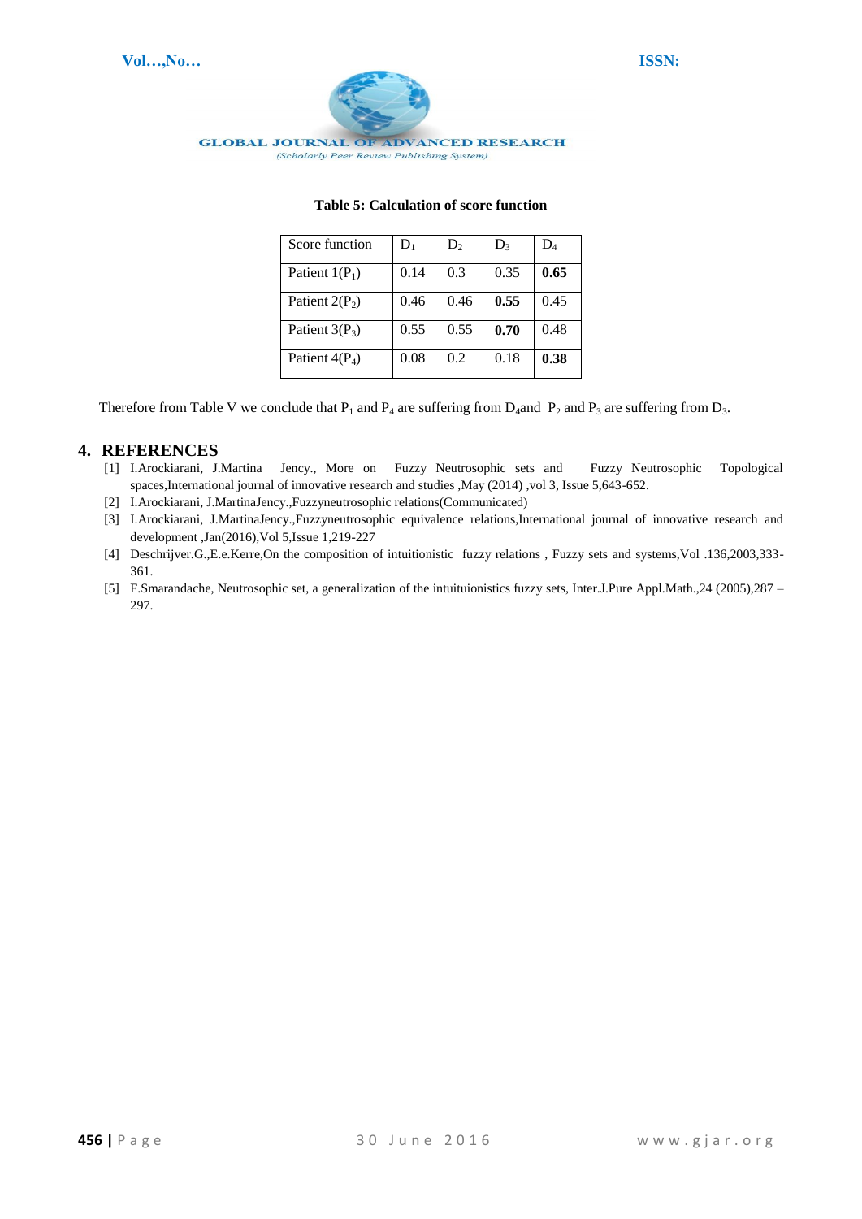**Table 5: Calculation of score function**

| Score function | $D_1$ | $D_2$ | $D_3$ | $D_4$ |
|---|---|---|---|---|
| Patient 1($P_1$) | 0.14 | 0.3 | 0.35 | **0.65** |
| Patient 2($P_2$) | 0.46 | 0.46 | **0.55** | 0.45 |
| Patient 3($P_3$) | 0.55 | 0.55 | **0.70** | 0.48 |
| Patient 4($P_4$) | 0.08 | 0.2 | 0.18 | **0.38** |

Therefore from Table V we conclude that $P_1$ and $P_4$ are suffering from $D_4$and $P_2$ and $P_3$ are suffering from $D_3$.

## 4. REFERENCES

[1] I.Arockiarani, J.Martina Jency., More on Fuzzy Neutrosophic sets and Fuzzy Neutrosophic Topological spaces,International journal of innovative research and studies ,May (2014) ,vol 3, Issue 5,643-652.

[2] I.Arockiarani, J.MartinaJency.,Fuzzyneutrosophic relations(Communicated)

[3] I.Arockiarani, J.MartinaJency.,Fuzzyneutrosophic equivalence relations,International journal of innovative research and development ,Jan(2016),Vol 5,Issue 1,219-227

[4] Deschrijver.G.,E.e.Kerre,On the composition of intuitionistic fuzzy relations , Fuzzy sets and systems,Vol .136,2003,333-361.

[5] F.Smarandache, Neutrosophic set, a generalization of the intuituionistics fuzzy sets, Inter.J.Pure Appl.Math.,24 (2005),287 – 297.